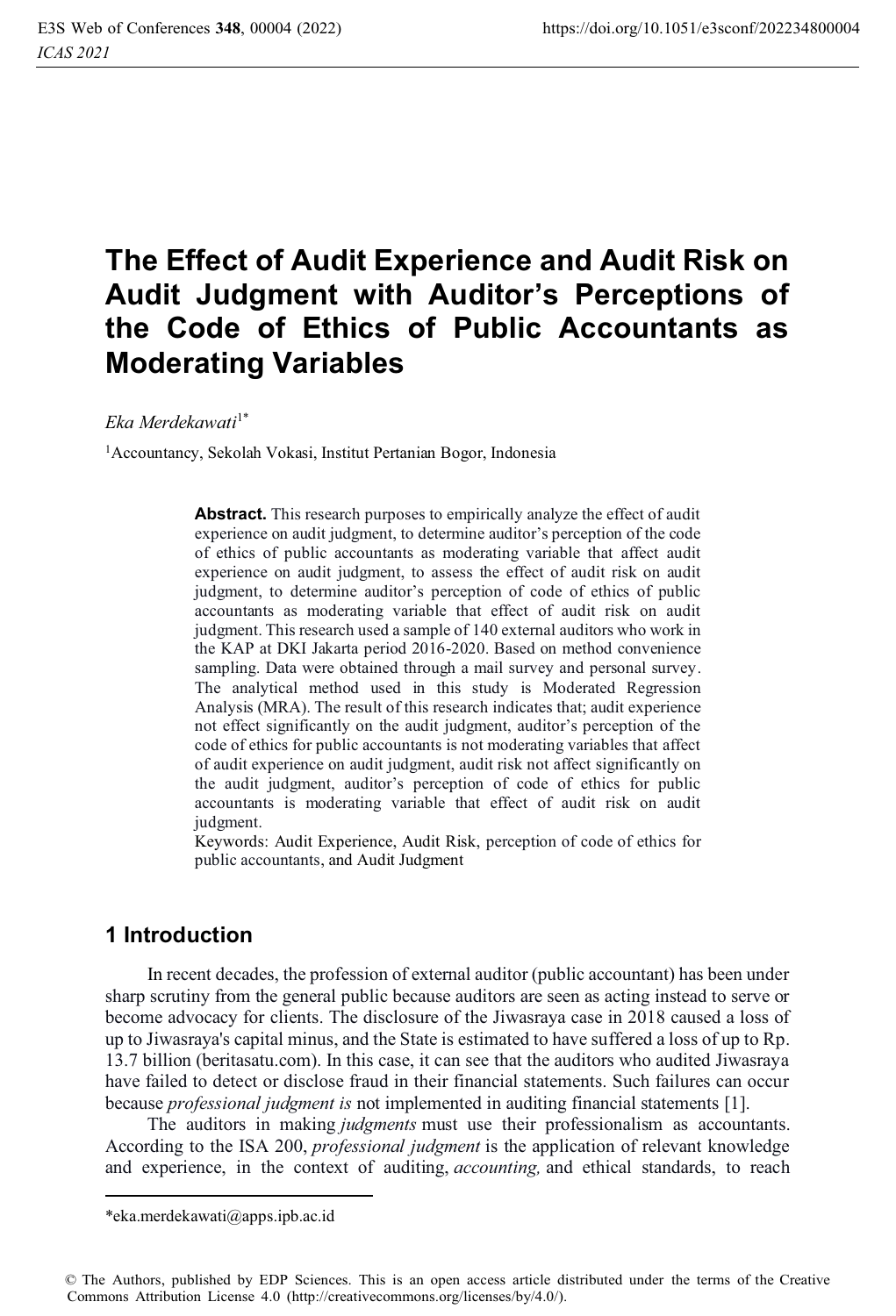# The Effect of Audit Experience and Audit Risk on Audit Judgment with Auditor's Perceptions of the Code of Ethics of Public Accountants as Moderating Variables

*Eka Merdekawati*[1*]

[1]Accountancy, Sekolah Vokasi, Institut Pertanian Bogor, Indonesia

**Abstract.** This research purposes to empirically analyze the effect of audit experience on audit judgment, to determine auditor's perception of the code of ethics of public accountants as moderating variable that affect audit experience on audit judgment, to assess the effect of audit risk on audit judgment, to determine auditor's perception of code of ethics of public accountants as moderating variable that effect of audit risk on audit judgment. This research used a sample of 140 external auditors who work in the KAP at DKI Jakarta period 2016-2020. Based on method convenience sampling. Data were obtained through a mail survey and personal survey. The analytical method used in this study is Moderated Regression Analysis (MRA). The result of this research indicates that; audit experience not effect significantly on the audit judgment, auditor's perception of the code of ethics for public accountants is not moderating variables that affect of audit experience on audit judgment, audit risk not affect significantly on the audit judgment, auditor's perception of code of ethics for public accountants is moderating variable that effect of audit risk on audit judgment.

Keywords: Audit Experience, Audit Risk, perception of code of ethics for public accountants, and Audit Judgment

## 1 Introduction

In recent decades, the profession of external auditor (public accountant) has been under sharp scrutiny from the general public because auditors are seen as acting instead to serve or become advocacy for clients. The disclosure of the Jiwasraya case in 2018 caused a loss of up to Jiwasraya's capital minus, and the State is estimated to have suffered a loss of up to Rp. 13.7 billion (beritasatu.com). In this case, it can see that the auditors who audited Jiwasraya have failed to detect or disclose fraud in their financial statements. Such failures can occur because *professional judgment is* not implemented in auditing financial statements [1].

The auditors in making *judgments* must use their professionalism as accountants. According to the ISA 200, *professional judgment* is the application of relevant knowledge and experience, in the context of auditing, *accounting,* and ethical standards, to reach

---

*eka.merdekawati@apps.ipb.ac.id

© The Authors, published by EDP Sciences. This is an open access article distributed under the terms of the Creative Commons Attribution License 4.0 (http://creativecommons.org/licenses/by/4.0/).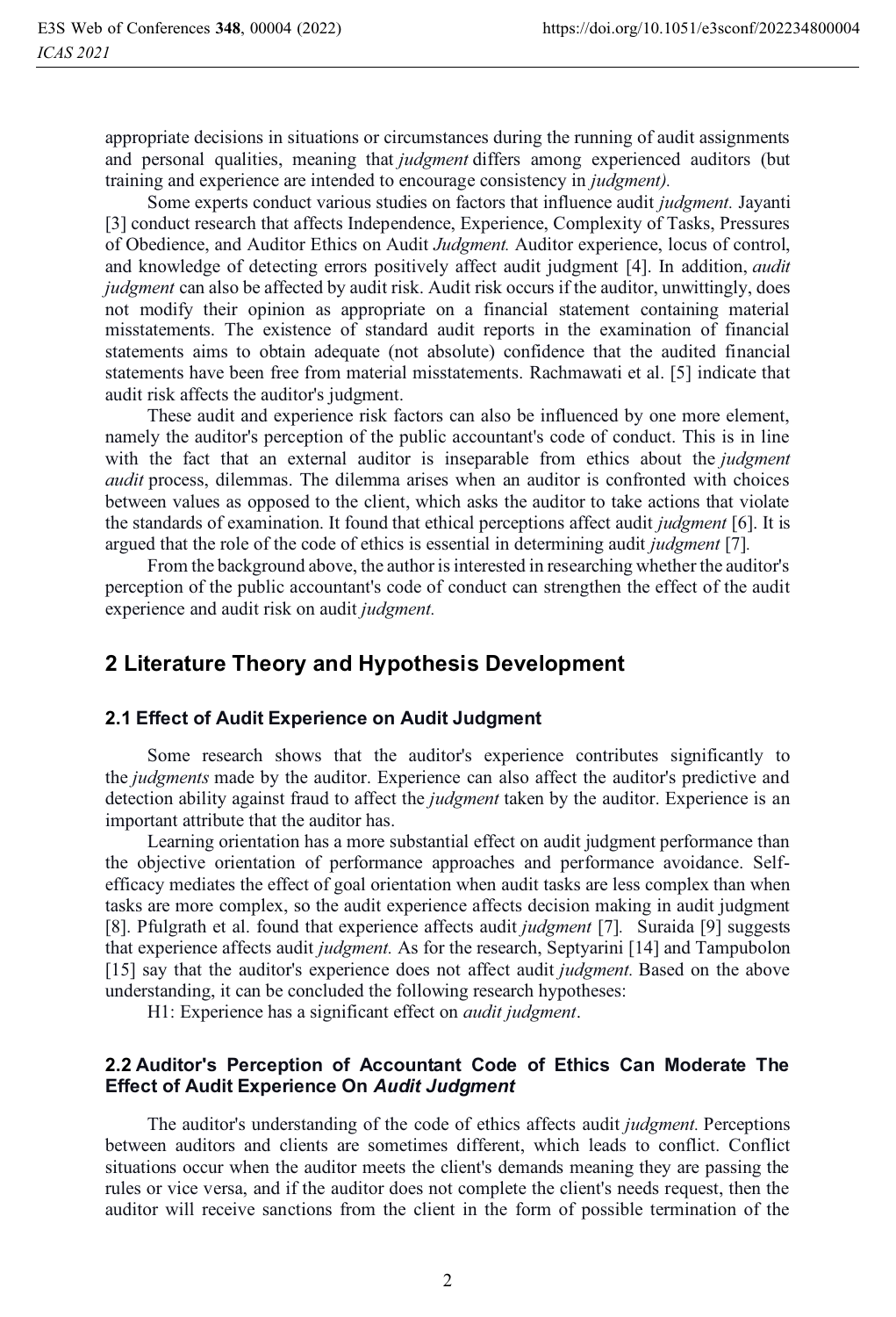appropriate decisions in situations or circumstances during the running of audit assignments and personal qualities, meaning that *judgment* differs among experienced auditors (but training and experience are intended to encourage consistency in *judgment).*

Some experts conduct various studies on factors that influence audit *judgment.* Jayanti [3] conduct research that affects Independence, Experience, Complexity of Tasks, Pressures of Obedience, and Auditor Ethics on Audit *Judgment.* Auditor experience, locus of control, and knowledge of detecting errors positively affect audit judgment [4]. In addition, *audit judgment* can also be affected by audit risk. Audit risk occurs if the auditor, unwittingly, does not modify their opinion as appropriate on a financial statement containing material misstatements. The existence of standard audit reports in the examination of financial statements aims to obtain adequate (not absolute) confidence that the audited financial statements have been free from material misstatements. Rachmawati et al. [5] indicate that audit risk affects the auditor's judgment.

These audit and experience risk factors can also be influenced by one more element, namely the auditor's perception of the public accountant's code of conduct. This is in line with the fact that an external auditor is inseparable from ethics about the *judgment audit* process, dilemmas. The dilemma arises when an auditor is confronted with choices between values as opposed to the client, which asks the auditor to take actions that violate the standards of examination. It found that ethical perceptions affect audit *judgment* [6]. It is argued that the role of the code of ethics is essential in determining audit *judgment* [7].

From the background above, the author is interested in researching whether the auditor's perception of the public accountant's code of conduct can strengthen the effect of the audit experience and audit risk on audit *judgment.*

## 2 Literature Theory and Hypothesis Development

### 2.1 Effect of Audit Experience on Audit Judgment

Some research shows that the auditor's experience contributes significantly to the *judgments* made by the auditor. Experience can also affect the auditor's predictive and detection ability against fraud to affect the *judgment* taken by the auditor. Experience is an important attribute that the auditor has.

Learning orientation has a more substantial effect on audit judgment performance than the objective orientation of performance approaches and performance avoidance. Self-efficacy mediates the effect of goal orientation when audit tasks are less complex than when tasks are more complex, so the audit experience affects decision making in audit judgment [8]. Pfulgrath et al. found that experience affects audit *judgment* [7]. Suraida [9] suggests that experience affects audit *judgment.* As for the research, Septyarini [14] and Tampubolon [15] say that the auditor's experience does not affect audit *judgment.* Based on the above understanding, it can be concluded the following research hypotheses:

H1: Experience has a significant effect on *audit judgment*.

### 2.2 Auditor's Perception of Accountant Code of Ethics Can Moderate The Effect of Audit Experience On *Audit Judgment*

The auditor's understanding of the code of ethics affects audit *judgment.* Perceptions between auditors and clients are sometimes different, which leads to conflict. Conflict situations occur when the auditor meets the client's demands meaning they are passing the rules or vice versa, and if the auditor does not complete the client's needs request, then the auditor will receive sanctions from the client in the form of possible termination of the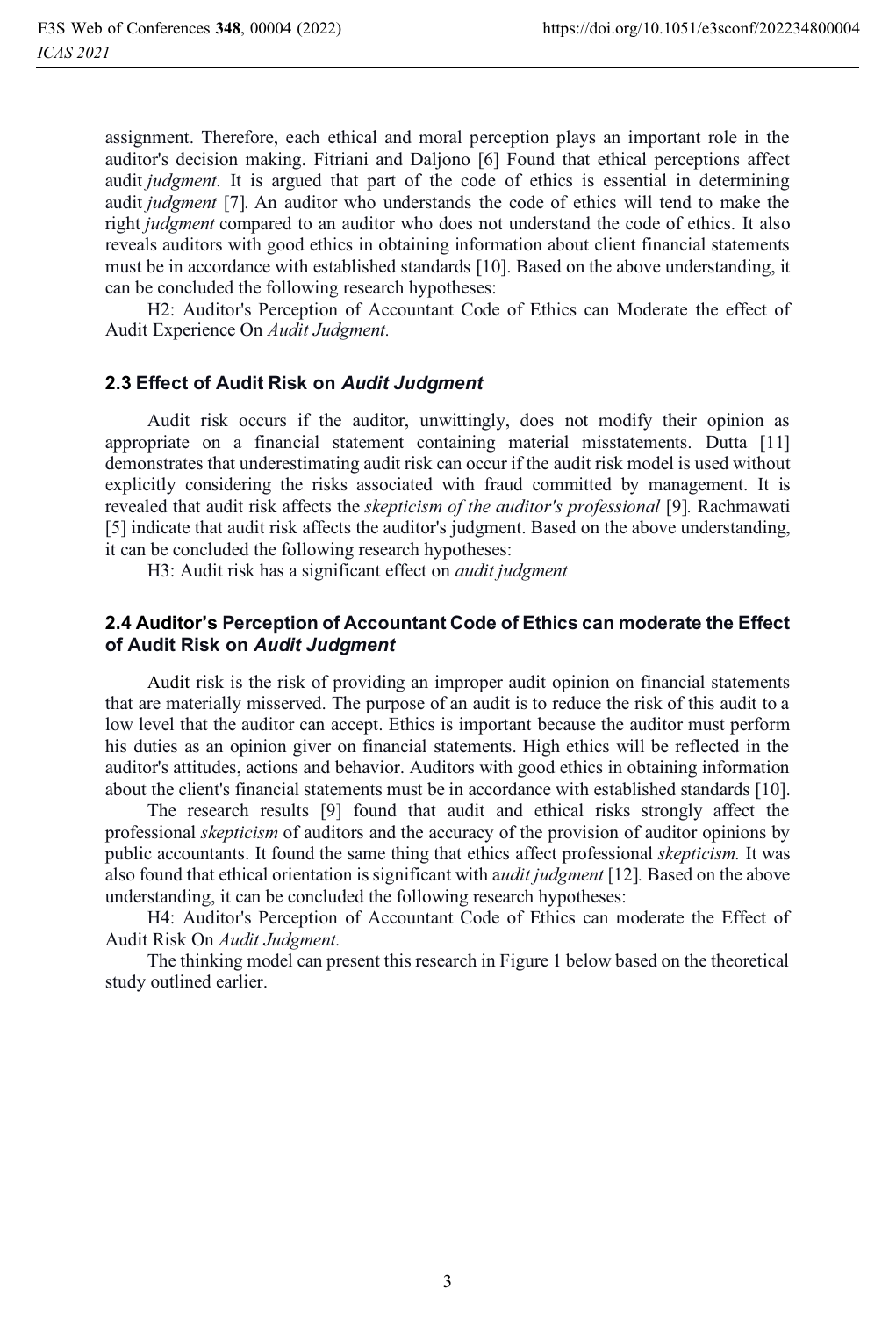assignment. Therefore, each ethical and moral perception plays an important role in the auditor's decision making. Fitriani and Daljono [6] Found that ethical perceptions affect audit *judgment.* It is argued that part of the code of ethics is essential in determining audit *judgment* [7]. An auditor who understands the code of ethics will tend to make the right *judgment* compared to an auditor who does not understand the code of ethics. It also reveals auditors with good ethics in obtaining information about client financial statements must be in accordance with established standards [10]. Based on the above understanding, it can be concluded the following research hypotheses:

H2: Auditor's Perception of Accountant Code of Ethics can Moderate the effect of Audit Experience On *Audit Judgment.*

### 2.3 Effect of Audit Risk on *Audit Judgment*

Audit risk occurs if the auditor, unwittingly, does not modify their opinion as appropriate on a financial statement containing material misstatements. Dutta [11] demonstrates that underestimating audit risk can occur if the audit risk model is used without explicitly considering the risks associated with fraud committed by management. It is revealed that audit risk affects the *skepticism of the auditor's professional* [9]. Rachmawati [5] indicate that audit risk affects the auditor's judgment. Based on the above understanding, it can be concluded the following research hypotheses:

H3: Audit risk has a significant effect on *audit judgment*

### 2.4 Auditor's Perception of Accountant Code of Ethics can moderate the Effect of Audit Risk on *Audit Judgment*

Audit risk is the risk of providing an improper audit opinion on financial statements that are materially misserved. The purpose of an audit is to reduce the risk of this audit to a low level that the auditor can accept. Ethics is important because the auditor must perform his duties as an opinion giver on financial statements. High ethics will be reflected in the auditor's attitudes, actions and behavior. Auditors with good ethics in obtaining information about the client's financial statements must be in accordance with established standards [10].

The research results [9] found that audit and ethical risks strongly affect the professional *skepticism* of auditors and the accuracy of the provision of auditor opinions by public accountants. It found the same thing that ethics affect professional *skepticism.* It was also found that ethical orientation is significant with a*udit judgment* [12]. Based on the above understanding, it can be concluded the following research hypotheses:

H4: Auditor's Perception of Accountant Code of Ethics can moderate the Effect of Audit Risk On *Audit Judgment.*

The thinking model can present this research in Figure 1 below based on the theoretical study outlined earlier.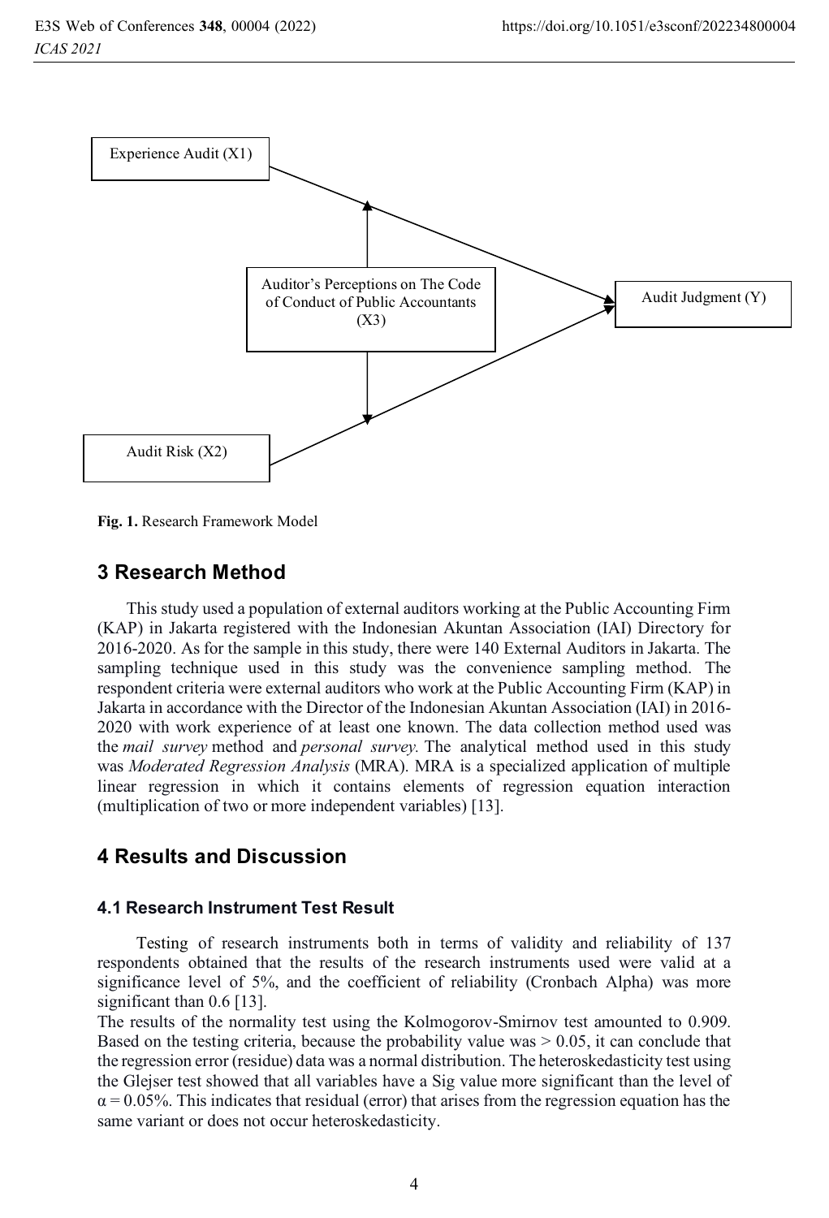Experience Audit (X1)

Auditor's Perceptions on The Code of Conduct of Public Accountants (X3)

Audit Judgment (Y)

Audit Risk (X2)

**Fig. 1.** Research Framework Model

## 3 Research Method

This study used a population of external auditors working at the Public Accounting Firm (KAP) in Jakarta registered with the Indonesian Akuntan Association (IAI) Directory for 2016-2020. As for the sample in this study, there were 140 External Auditors in Jakarta. The sampling technique used in this study was the convenience sampling method. The respondent criteria were external auditors who work at the Public Accounting Firm (KAP) in Jakarta in accordance with the Director of the Indonesian Akuntan Association (IAI) in 2016-2020 with work experience of at least one known. The data collection method used was the *mail survey* method and *personal survey*. The analytical method used in this study was *Moderated Regression Analysis* (MRA). MRA is a specialized application of multiple linear regression in which it contains elements of regression equation interaction (multiplication of two or more independent variables) [13].

## 4 Results and Discussion

### 4.1 Research Instrument Test Result

Testing of research instruments both in terms of validity and reliability of 137 respondents obtained that the results of the research instruments used were valid at a significance level of 5%, and the coefficient of reliability (Cronbach Alpha) was more significant than 0.6 [13].

The results of the normality test using the Kolmogorov-Smirnov test amounted to 0.909. Based on the testing criteria, because the probability value was $> 0.05$, it can conclude that the regression error (residue) data was a normal distribution. The heteroskedasticity test using the Glejser test showed that all variables have a Sig value more significant than the level of $\alpha = 0.05\%$. This indicates that residual (error) that arises from the regression equation has the same variant or does not occur heteroskedasticity.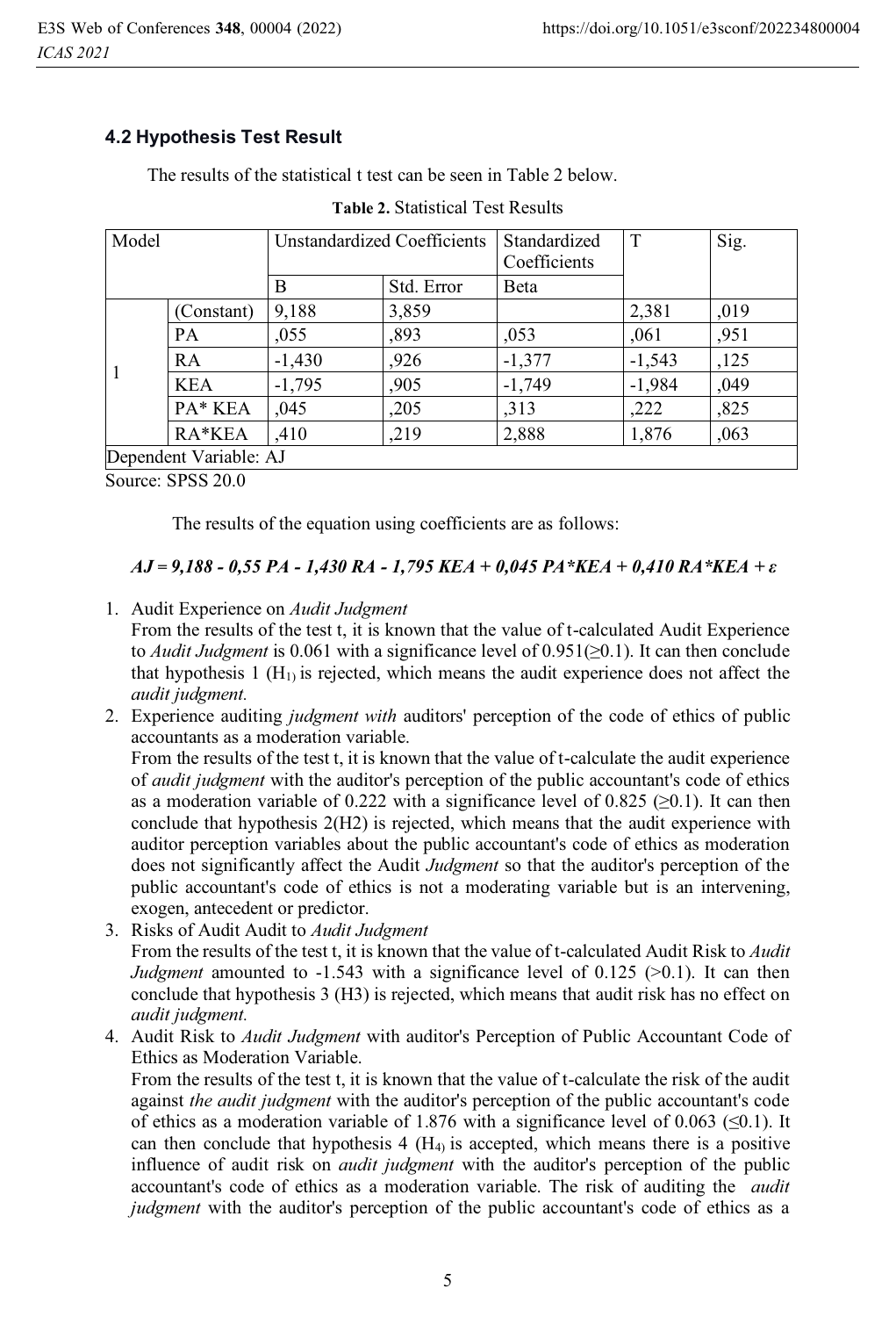### 4.2 Hypothesis Test Result

The results of the statistical t test can be seen in Table 2 below.

**Table 2.** Statistical Test Results

| Model | | Unstandardized Coefficients | | Standardized Coefficients | T | Sig. |
|---|---|---|---|---|---|---|
| | | B | Std. Error | Beta | | |
| 1 | (Constant) | 9,188 | 3,859 | | 2,381 | ,019 |
| | PA | ,055 | ,893 | ,053 | ,061 | ,951 |
| | RA | -1,430 | ,926 | -1,377 | -1,543 | ,125 |
| | KEA | -1,795 | ,905 | -1,749 | -1,984 | ,049 |
| | PA* KEA | ,045 | ,205 | ,313 | ,222 | ,825 |
| | RA*KEA | ,410 | ,219 | 2,888 | 1,876 | ,063 |
| Dependent Variable: AJ | | | | | | |

Source: SPSS 20.0

The results of the equation using coefficients are as follows:

$$AJ = 9{,}188 - 0{,}55\ PA - 1{,}430\ RA - 1{,}795\ KEA + 0{,}045\ PA*KEA + 0{,}410\ RA*KEA + \varepsilon$$

1. Audit Experience on *Audit Judgment*
   From the results of the test t, it is known that the value of t-calculated Audit Experience to *Audit Judgment* is 0.061 with a significance level of 0.951($\geq$0.1). It can then conclude that hypothesis 1 ($H_1$) is rejected, which means the audit experience does not affect the *audit judgment.*
2. Experience auditing *judgment with* auditors' perception of the code of ethics of public accountants as a moderation variable.
   From the results of the test t, it is known that the value of t-calculate the audit experience of *audit judgment* with the auditor's perception of the public accountant's code of ethics as a moderation variable of 0.222 with a significance level of 0.825 ($\geq$0.1). It can then conclude that hypothesis 2(H2) is rejected, which means that the audit experience with auditor perception variables about the public accountant's code of ethics as moderation does not significantly affect the Audit *Judgment* so that the auditor's perception of the public accountant's code of ethics is not a moderating variable but is an intervening, exogen, antecedent or predictor.
3. Risks of Audit Audit to *Audit Judgment*
   From the results of the test t, it is known that the value of t-calculated Audit Risk to *Audit Judgment* amounted to -1.543 with a significance level of 0.125 (>0.1). It can then conclude that hypothesis 3 (H3) is rejected, which means that audit risk has no effect on *audit judgment.*
4. Audit Risk to *Audit Judgment* with auditor's Perception of Public Accountant Code of Ethics As Moderation Variable.
   From the results of the test t, it is known that the value of t-calculate the risk of the audit against *the audit judgment* with the auditor's perception of the public accountant's code of ethics as a moderation variable of 1.876 with a significance level of 0.063 ($\leq$0.1). It can then conclude that hypothesis 4 ($H_4$) is accepted, which means there is a positive influence of audit risk on *audit judgment* with the auditor's perception of the public accountant's code of ethics as a moderation variable. The risk of auditing the *audit judgment* with the auditor's perception of the public accountant's code of ethics as a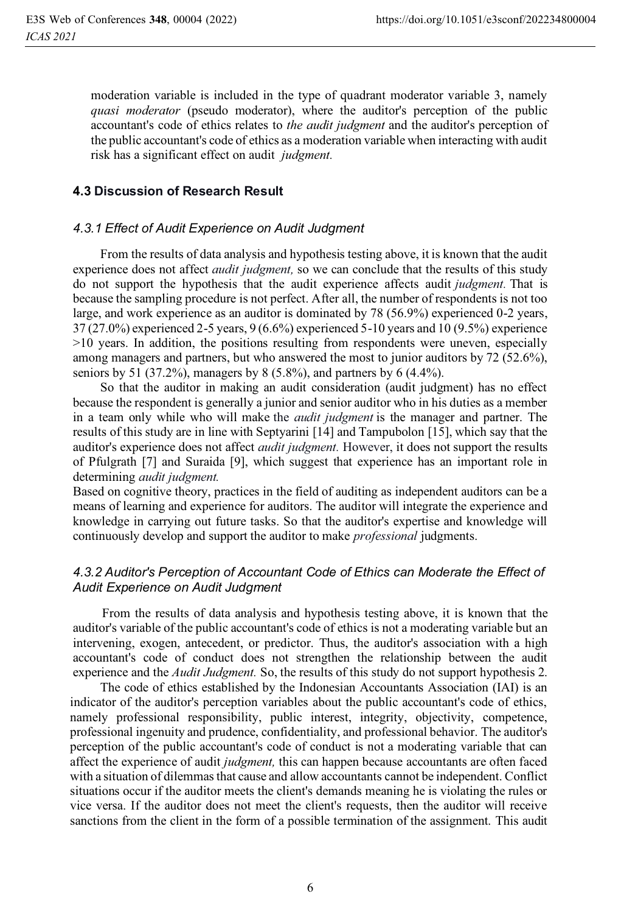moderation variable is included in the type of quadrant moderator variable 3, namely *quasi moderator* (pseudo moderator), where the auditor's perception of the public accountant's code of ethics relates to *the audit judgment* and the auditor's perception of the public accountant's code of ethics as a moderation variable when interacting with audit risk has a significant effect on audit *judgment.*

### 4.3 Discussion of Research Result

#### *4.3.1 Effect of Audit Experience on Audit Judgment*

From the results of data analysis and hypothesis testing above, it is known that the audit experience does not affect *audit judgment,* so we can conclude that the results of this study do not support the hypothesis that the audit experience affects audit *judgment.* That is because the sampling procedure is not perfect. After all, the number of respondents is not too large, and work experience as an auditor is dominated by 78 (56.9%) experienced 0-2 years, 37 (27.0%) experienced 2-5 years, 9 (6.6%) experienced 5-10 years and 10 (9.5%) experience >10 years. In addition, the positions resulting from respondents were uneven, especially among managers and partners, but who answered the most to junior auditors by 72 (52.6%), seniors by 51 (37.2%), managers by 8 (5.8%), and partners by 6 (4.4%).

So that the auditor in making an audit consideration (audit judgment) has no effect because the respondent is generally a junior and senior auditor who in his duties as a member in a team only while who will make the *audit judgment* is the manager and partner. The results of this study are in line with Septyarini [14] and Tampubolon [15], which say that the auditor's experience does not affect *audit judgment.* However, it does not support the results of Pfulgrath [7] and Suraida [9], which suggest that experience has an important role in determining *audit judgment.*

Based on cognitive theory, practices in the field of auditing as independent auditors can be a means of learning and experience for auditors. The auditor will integrate the experience and knowledge in carrying out future tasks. So that the auditor's expertise and knowledge will continuously develop and support the auditor to make *professional* judgments.

#### *4.3.2 Auditor's Perception of Accountant Code of Ethics can Moderate the Effect of Audit Experience on Audit Judgment*

From the results of data analysis and hypothesis testing above, it is known that the auditor's variable of the public accountant's code of ethics is not a moderating variable but an intervening, exogen, antecedent, or predictor. Thus, the auditor's association with a high accountant's code of conduct does not strengthen the relationship between the audit experience and the *Audit Judgment.* So, the results of this study do not support hypothesis 2.

The code of ethics established by the Indonesian Accountants Association (IAI) is an indicator of the auditor's perception variables about the public accountant's code of ethics, namely professional responsibility, public interest, integrity, objectivity, competence, professional ingenuity and prudence, confidentiality, and professional behavior. The auditor's perception of the public accountant's code of conduct is not a moderating variable that can affect the experience of audit *judgment,* this can happen because accountants are often faced with a situation of dilemmas that cause and allow accountants cannot be independent. Conflict situations occur if the auditor meets the client's demands meaning he is violating the rules or vice versa. If the auditor does not meet the client's requests, then the auditor will receive sanctions from the client in the form of a possible termination of the assignment. This audit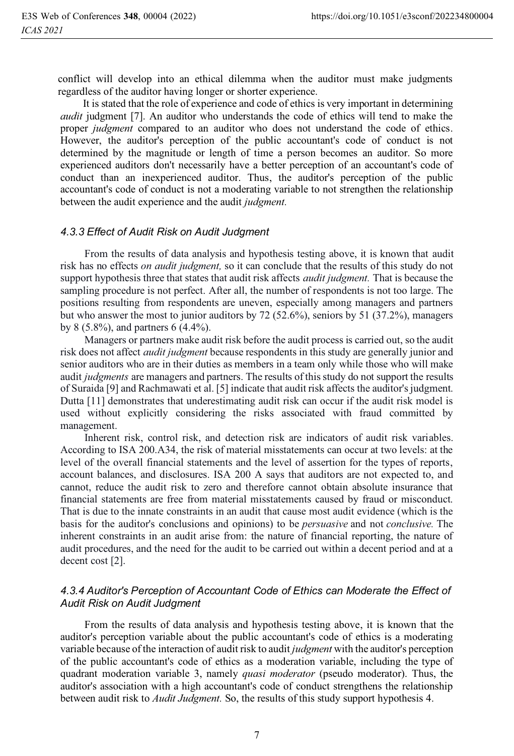conflict will develop into an ethical dilemma when the auditor must make judgments regardless of the auditor having longer or shorter experience.

It is stated that the role of experience and code of ethics is very important in determining *audit* judgment [7]. An auditor who understands the code of ethics will tend to make the proper *judgment* compared to an auditor who does not understand the code of ethics. However, the auditor's perception of the public accountant's code of conduct is not determined by the magnitude or length of time a person becomes an auditor. So more experienced auditors don't necessarily have a better perception of an accountant's code of conduct than an inexperienced auditor. Thus, the auditor's perception of the public accountant's code of conduct is not a moderating variable to not strengthen the relationship between the audit experience and the audit *judgment.*

#### 4.3.3 Effect of Audit Risk on Audit Judgment

From the results of data analysis and hypothesis testing above, it is known that audit risk has no effects *on audit judgment,* so it can conclude that the results of this study do not support hypothesis three that states that audit risk affects *audit judgment.* That is because the sampling procedure is not perfect. After all, the number of respondents is not too large. The positions resulting from respondents are uneven, especially among managers and partners but who answer the most to junior auditors by 72 (52.6%), seniors by 51 (37.2%), managers by 8 (5.8%), and partners 6 (4.4%).

Managers or partners make audit risk before the audit process is carried out, so the audit risk does not affect *audit judgment* because respondents in this study are generally junior and senior auditors who are in their duties as members in a team only while those who will make audit *judgments* are managers and partners. The results of this study do not support the results of Suraida [9] and Rachmawati et al. [5] indicate that audit risk affects the auditor's judgment. Dutta [11] demonstrates that underestimating audit risk can occur if the audit risk model is used without explicitly considering the risks associated with fraud committed by management.

Inherent risk, control risk, and detection risk are indicators of audit risk variables. According to ISA 200.A34, the risk of material misstatements can occur at two levels: at the level of the overall financial statements and the level of assertion for the types of reports, account balances, and disclosures. ISA 200 A says that auditors are not expected to, and cannot, reduce the audit risk to zero and therefore cannot obtain absolute insurance that financial statements are free from material misstatements caused by fraud or misconduct. That is due to the innate constraints in an audit that cause most audit evidence (which is the basis for the auditor's conclusions and opinions) to be *persuasive* and not *conclusive.* The inherent constraints in an audit arise from: the nature of financial reporting, the nature of audit procedures, and the need for the audit to be carried out within a decent period and at a decent cost [2].

#### 4.3.4 Auditor's Perception of Accountant Code of Ethics can Moderate the Effect of Audit Risk on Audit Judgment

From the results of data analysis and hypothesis testing above, it is known that the auditor's perception variable about the public accountant's code of ethics is a moderating variable because of the interaction of audit risk to audit *judgment* with the auditor's perception of the public accountant's code of ethics as a moderation variable, including the type of quadrant moderation variable 3, namely *quasi moderator* (pseudo moderator). Thus, the auditor's association with a high accountant's code of conduct strengthens the relationship between audit risk to *Audit Judgment.* So, the results of this study support hypothesis 4.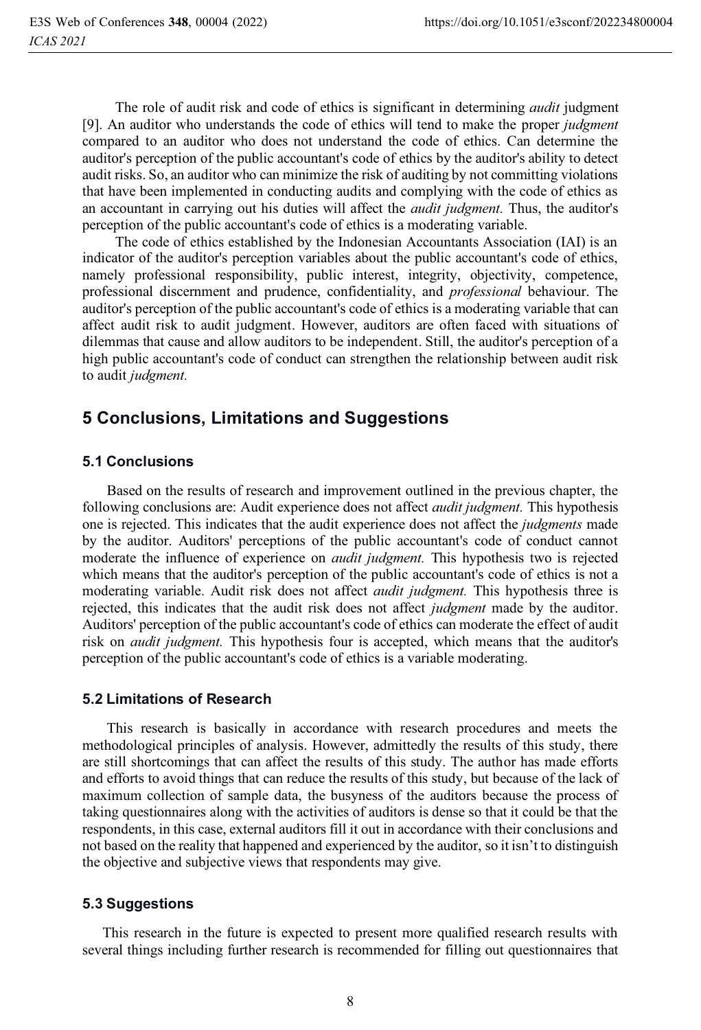The role of audit risk and code of ethics is significant in determining *audit* judgment [9]. An auditor who understands the code of ethics will tend to make the proper *judgment* compared to an auditor who does not understand the code of ethics. Can determine the auditor's perception of the public accountant's code of ethics by the auditor's ability to detect audit risks. So, an auditor who can minimize the risk of auditing by not committing violations that have been implemented in conducting audits and complying with the code of ethics as an accountant in carrying out his duties will affect the *audit judgment.* Thus, the auditor's perception of the public accountant's code of ethics is a moderating variable.

The code of ethics established by the Indonesian Accountants Association (IAI) is an indicator of the auditor's perception variables about the public accountant's code of ethics, namely professional responsibility, public interest, integrity, objectivity, competence, professional discernment and prudence, confidentiality, and *professional* behaviour. The auditor's perception of the public accountant's code of ethics is a moderating variable that can affect audit risk to audit judgment. However, auditors are often faced with situations of dilemmas that cause and allow auditors to be independent. Still, the auditor's perception of a high public accountant's code of conduct can strengthen the relationship between audit risk to audit *judgment.*

## 5 Conclusions, Limitations and Suggestions

### 5.1 Conclusions

Based on the results of research and improvement outlined in the previous chapter, the following conclusions are: Audit experience does not affect *audit judgment.* This hypothesis one is rejected. This indicates that the audit experience does not affect the *judgments* made by the auditor. Auditors' perceptions of the public accountant's code of conduct cannot moderate the influence of experience on *audit judgment.* This hypothesis two is rejected which means that the auditor's perception of the public accountant's code of ethics is not a moderating variable. Audit risk does not affect *audit judgment.* This hypothesis three is rejected, this indicates that the audit risk does not affect *judgment* made by the auditor. Auditors' perception of the public accountant's code of ethics can moderate the effect of audit risk on *audit judgment.* This hypothesis four is accepted, which means that the auditor's perception of the public accountant's code of ethics is a variable moderating.

### 5.2 Limitations of Research

This research is basically in accordance with research procedures and meets the methodological principles of analysis. However, admittedly the results of this study, there are still shortcomings that can affect the results of this study. The author has made efforts and efforts to avoid things that can reduce the results of this study, but because of the lack of maximum collection of sample data, the busyness of the auditors because the process of taking questionnaires along with the activities of auditors is dense so that it could be that the respondents, in this case, external auditors fill it out in accordance with their conclusions and not based on the reality that happened and experienced by the auditor, so it isn't to distinguish the objective and subjective views that respondents may give.

### 5.3 Suggestions

This research in the future is expected to present more qualified research results with several things including further research is recommended for filling out questionnaires that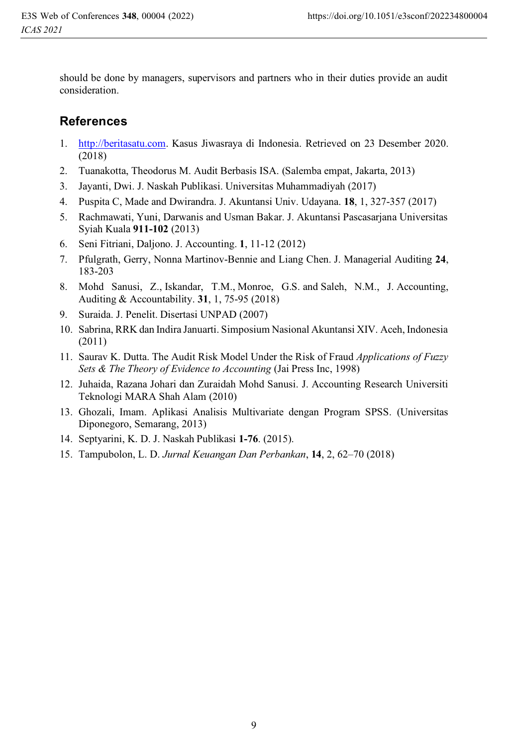should be done by managers, supervisors and partners who in their duties provide an audit consideration.

## References

1. http://beritasatu.com. Kasus Jiwasraya di Indonesia. Retrieved on 23 Desember 2020. (2018)
2. Tuanakotta, Theodorus M. Audit Berbasis ISA. (Salemba empat, Jakarta, 2013)
3. Jayanti, Dwi. J. Naskah Publikasi. Universitas Muhammadiyah (2017)
4. Puspita C, Made and Dwirandra. J. Akuntansi Univ. Udayana. **18**, 1, 327-357 (2017)
5. Rachmawati, Yuni, Darwanis and Usman Bakar. J. Akuntansi Pascasarjana Universitas Syiah Kuala **911-102** (2013)
6. Seni Fitriani, Daljono. J. Accounting. **1**, 11-12 (2012)
7. Pfulgrath, Gerry, Nonna Martinov-Bennie and Liang Chen. J. Managerial Auditing **24**, 183-203
8. Mohd Sanusi, Z., Iskandar, T.M., Monroe, G.S. and Saleh, N.M., J. Accounting, Auditing & Accountability. **31**, 1, 75-95 (2018)
9. Suraida. J. Penelit. Disertasi UNPAD (2007)
10. Sabrina, RRK dan Indira Januarti. Simposium Nasional Akuntansi XIV. Aceh, Indonesia (2011)
11. Saurav K. Dutta. The Audit Risk Model Under the Risk of Fraud *Applications of Fuzzy Sets & The Theory of Evidence to Accounting* (Jai Press Inc, 1998)
12. Juhaida, Razana Johari dan Zuraidah Mohd Sanusi. J. Accounting Research Universiti Teknologi MARA Shah Alam (2010)
13. Ghozali, Imam. Aplikasi Analisis Multivariate dengan Program SPSS. (Universitas Diponegoro, Semarang, 2013)
14. Septyarini, K. D. J. Naskah Publikasi **1-76**. (2015).
15. Tampubolon, L. D. *Jurnal Keuangan Dan Perbankan*, **14**, 2, 62–70 (2018)